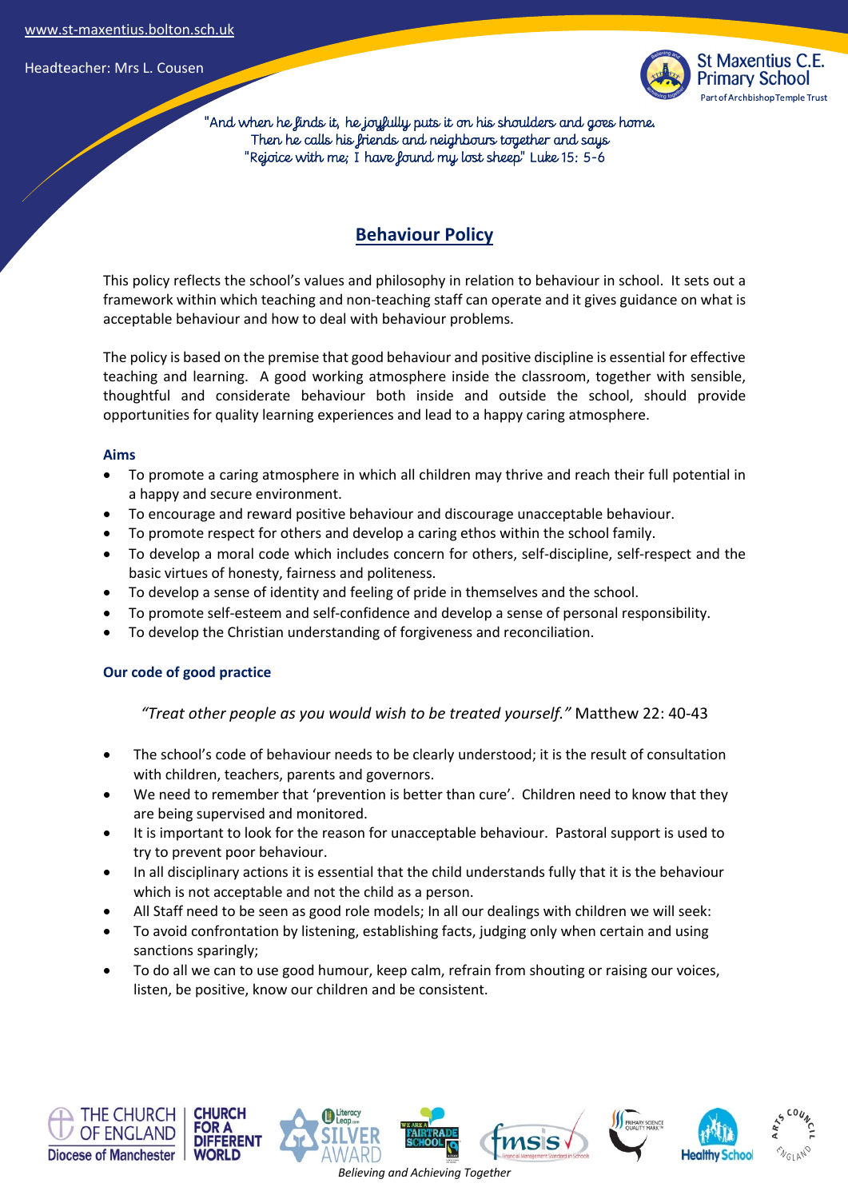www.st-maxentius.bolton.sch.uk

Headteacher: Mrs L. Cousen

St Maxentius C.E. Primary School
Part of Archbishop Temple Trust

"And when he finds it, he joyfully puts it on his shoulders and goes home. Then he calls his friends and neighbours together and says "Rejoice with me; I have found my lost sheep" Luke 15: 5-6

# Behaviour Policy

This policy reflects the school's values and philosophy in relation to behaviour in school. It sets out a framework within which teaching and non-teaching staff can operate and it gives guidance on what is acceptable behaviour and how to deal with behaviour problems.

The policy is based on the premise that good behaviour and positive discipline is essential for effective teaching and learning. A good working atmosphere inside the classroom, together with sensible, thoughtful and considerate behaviour both inside and outside the school, should provide opportunities for quality learning experiences and lead to a happy caring atmosphere.

### Aims

- To promote a caring atmosphere in which all children may thrive and reach their full potential in a happy and secure environment.
- To encourage and reward positive behaviour and discourage unacceptable behaviour.
- To promote respect for others and develop a caring ethos within the school family.
- To develop a moral code which includes concern for others, self-discipline, self-respect and the basic virtues of honesty, fairness and politeness.
- To develop a sense of identity and feeling of pride in themselves and the school.
- To promote self-esteem and self-confidence and develop a sense of personal responsibility.
- To develop the Christian understanding of forgiveness and reconciliation.

### Our code of good practice

*"Treat other people as you would wish to be treated yourself."* Matthew 22: 40-43

- The school's code of behaviour needs to be clearly understood; it is the result of consultation with children, teachers, parents and governors.
- We need to remember that 'prevention is better than cure'. Children need to know that they are being supervised and monitored.
- It is important to look for the reason for unacceptable behaviour. Pastoral support is used to try to prevent poor behaviour.
- In all disciplinary actions it is essential that the child understands fully that it is the behaviour which is not acceptable and not the child as a person.
- All Staff need to be seen as good role models; In all our dealings with children we will seek:
- To avoid confrontation by listening, establishing facts, judging only when certain and using sanctions sparingly;
- To do all we can to use good humour, keep calm, refrain from shouting or raising our voices, listen, be positive, know our children and be consistent.

*Believing and Achieving Together*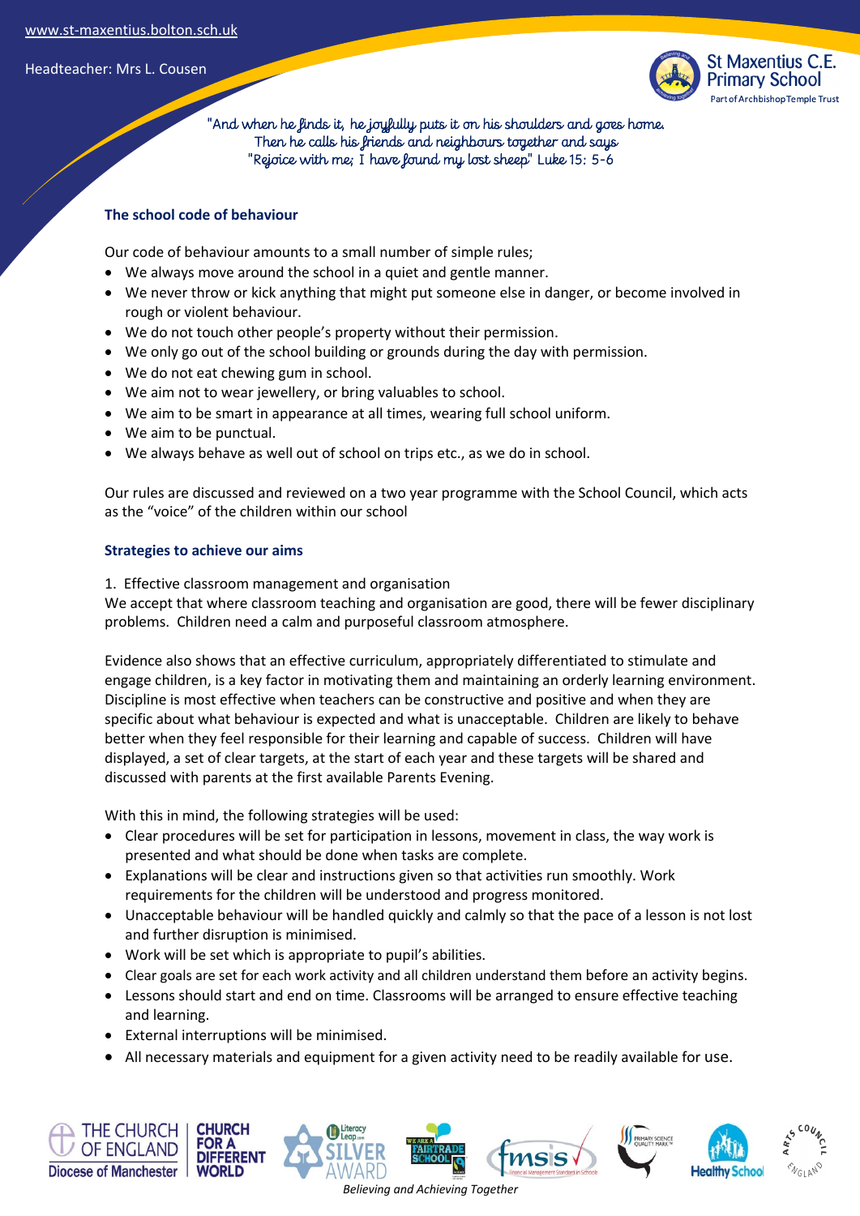## The school code of behaviour

Our code of behaviour amounts to a small number of simple rules;

- We always move around the school in a quiet and gentle manner.
- We never throw or kick anything that might put someone else in danger, or become involved in rough or violent behaviour.
- We do not touch other people's property without their permission.
- We only go out of the school building or grounds during the day with permission.
- We do not eat chewing gum in school.
- We aim not to wear jewellery, or bring valuables to school.
- We aim to be smart in appearance at all times, wearing full school uniform.
- We aim to be punctual.
- We always behave as well out of school on trips etc., as we do in school.

Our rules are discussed and reviewed on a two year programme with the School Council, which acts as the "voice" of the children within our school

## Strategies to achieve our aims

1. Effective classroom management and organisation

We accept that where classroom teaching and organisation are good, there will be fewer disciplinary problems. Children need a calm and purposeful classroom atmosphere.

Evidence also shows that an effective curriculum, appropriately differentiated to stimulate and engage children, is a key factor in motivating them and maintaining an orderly learning environment. Discipline is most effective when teachers can be constructive and positive and when they are specific about what behaviour is expected and what is unacceptable. Children are likely to behave better when they feel responsible for their learning and capable of success. Children will have displayed, a set of clear targets, at the start of each year and these targets will be shared and discussed with parents at the first available Parents Evening.

With this in mind, the following strategies will be used:

- Clear procedures will be set for participation in lessons, movement in class, the way work is presented and what should be done when tasks are complete.
- Explanations will be clear and instructions given so that activities run smoothly. Work requirements for the children will be understood and progress monitored.
- Unacceptable behaviour will be handled quickly and calmly so that the pace of a lesson is not lost and further disruption is minimised.
- Work will be set which is appropriate to pupil's abilities.
- Clear goals are set for each work activity and all children understand them before an activity begins.
- Lessons should start and end on time. Classrooms will be arranged to ensure effective teaching and learning.
- External interruptions will be minimised.
- All necessary materials and equipment for a given activity need to be readily available for use.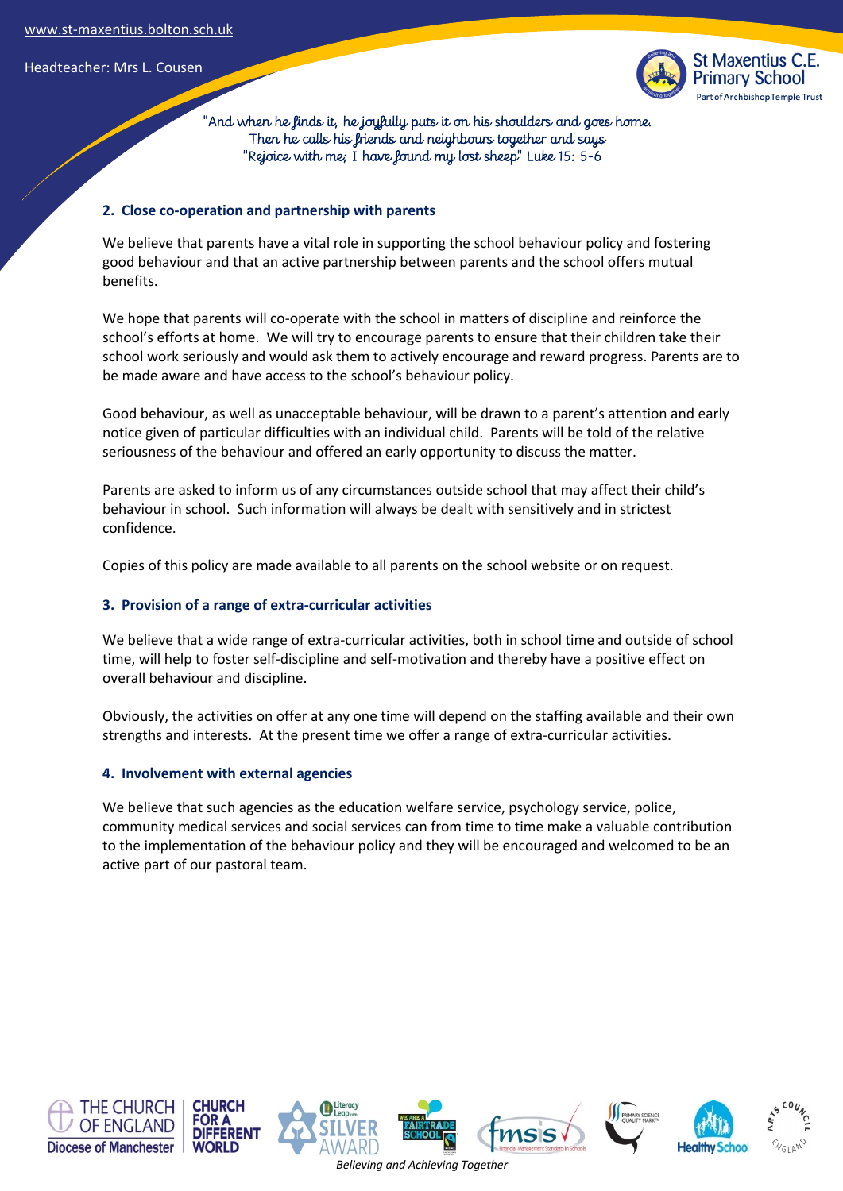## 2. Close co-operation and partnership with parents

We believe that parents have a vital role in supporting the school behaviour policy and fostering good behaviour and that an active partnership between parents and the school offers mutual benefits.

We hope that parents will co-operate with the school in matters of discipline and reinforce the school's efforts at home. We will try to encourage parents to ensure that their children take their school work seriously and would ask them to actively encourage and reward progress. Parents are to be made aware and have access to the school's behaviour policy.

Good behaviour, as well as unacceptable behaviour, will be drawn to a parent's attention and early notice given of particular difficulties with an individual child. Parents will be told of the relative seriousness of the behaviour and offered an early opportunity to discuss the matter.

Parents are asked to inform us of any circumstances outside school that may affect their child's behaviour in school. Such information will always be dealt with sensitively and in strictest confidence.

Copies of this policy are made available to all parents on the school website or on request.

## 3. Provision of a range of extra-curricular activities

We believe that a wide range of extra-curricular activities, both in school time and outside of school time, will help to foster self-discipline and self-motivation and thereby have a positive effect on overall behaviour and discipline.

Obviously, the activities on offer at any one time will depend on the staffing available and their own strengths and interests. At the present time we offer a range of extra-curricular activities.

## 4. Involvement with external agencies

We believe that such agencies as the education welfare service, psychology service, police, community medical services and social services can from time to time make a valuable contribution to the implementation of the behaviour policy and they will be encouraged and welcomed to be an active part of our pastoral team.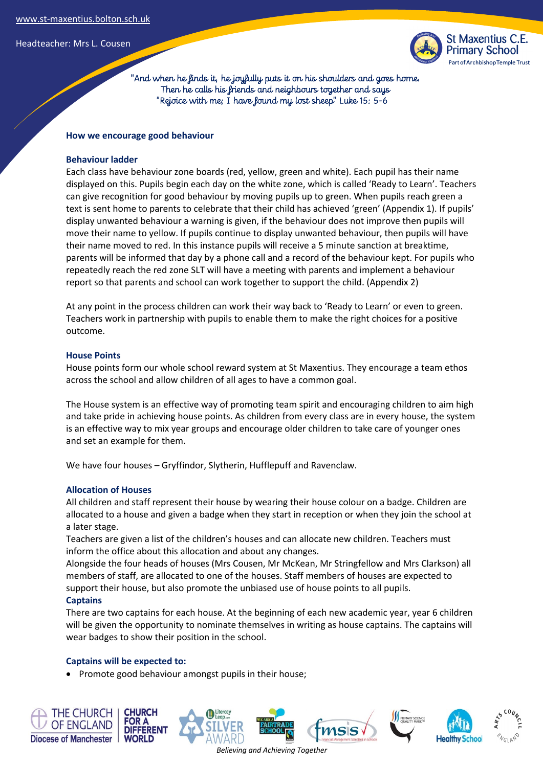## How we encourage good behaviour

### Behaviour ladder

Each class have behaviour zone boards (red, yellow, green and white). Each pupil has their name displayed on this. Pupils begin each day on the white zone, which is called 'Ready to Learn'. Teachers can give recognition for good behaviour by moving pupils up to green. When pupils reach green a text is sent home to parents to celebrate that their child has achieved 'green' (Appendix 1). If pupils' display unwanted behaviour a warning is given, if the behaviour does not improve then pupils will move their name to yellow. If pupils continue to display unwanted behaviour, then pupils will have their name moved to red. In this instance pupils will receive a 5 minute sanction at breaktime, parents will be informed that day by a phone call and a record of the behaviour kept. For pupils who repeatedly reach the red zone SLT will have a meeting with parents and implement a behaviour report so that parents and school can work together to support the child. (Appendix 2)

At any point in the process children can work their way back to 'Ready to Learn' or even to green. Teachers work in partnership with pupils to enable them to make the right choices for a positive outcome.

### House Points

House points form our whole school reward system at St Maxentius. They encourage a team ethos across the school and allow children of all ages to have a common goal.

The House system is an effective way of promoting team spirit and encouraging children to aim high and take pride in achieving house points. As children from every class are in every house, the system is an effective way to mix year groups and encourage older children to take care of younger ones and set an example for them.

We have four houses – Gryffindor, Slytherin, Hufflepuff and Ravenclaw.

### Allocation of Houses

All children and staff represent their house by wearing their house colour on a badge. Children are allocated to a house and given a badge when they start in reception or when they join the school at a later stage.

Teachers are given a list of the children's houses and can allocate new children. Teachers must inform the office about this allocation and about any changes.

Alongside the four heads of houses (Mrs Cousen, Mr McKean, Mr Stringfellow and Mrs Clarkson) all members of staff, are allocated to one of the houses. Staff members of houses are expected to support their house, but also promote the unbiased use of house points to all pupils.

### Captains

There are two captains for each house. At the beginning of each new academic year, year 6 children will be given the opportunity to nominate themselves in writing as house captains. The captains will wear badges to show their position in the school.

### Captains will be expected to:

- Promote good behaviour amongst pupils in their house;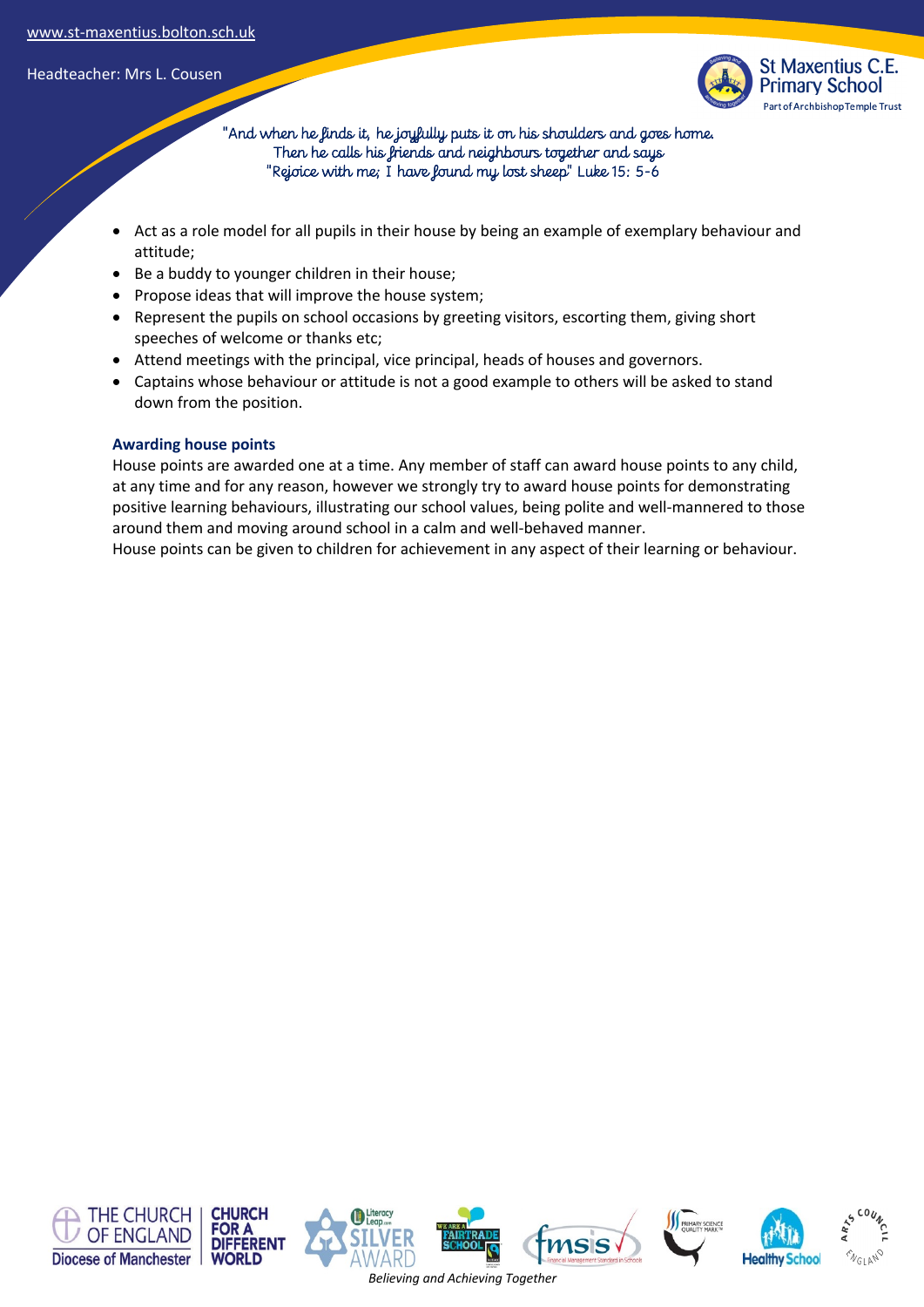- Act as a role model for all pupils in their house by being an example of exemplary behaviour and attitude;
- Be a buddy to younger children in their house;
- Propose ideas that will improve the house system;
- Represent the pupils on school occasions by greeting visitors, escorting them, giving short speeches of welcome or thanks etc;
- Attend meetings with the principal, vice principal, heads of houses and governors.
- Captains whose behaviour or attitude is not a good example to others will be asked to stand down from the position.

### Awarding house points

House points are awarded one at a time. Any member of staff can award house points to any child, at any time and for any reason, however we strongly try to award house points for demonstrating positive learning behaviours, illustrating our school values, being polite and well-mannered to those around them and moving around school in a calm and well-behaved manner.
House points can be given to children for achievement in any aspect of their learning or behaviour.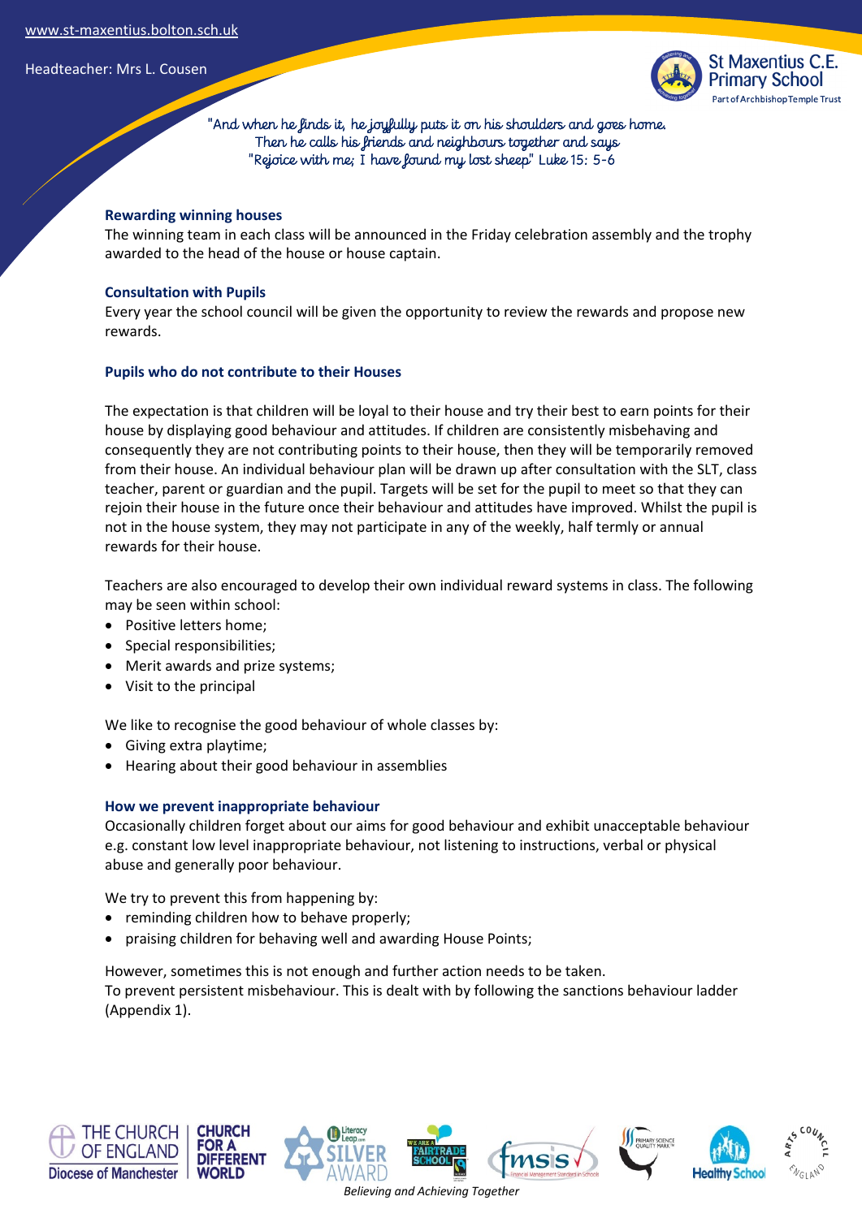### Rewarding winning houses

The winning team in each class will be announced in the Friday celebration assembly and the trophy awarded to the head of the house or house captain.

### Consultation with Pupils

Every year the school council will be given the opportunity to review the rewards and propose new rewards.

### Pupils who do not contribute to their Houses

The expectation is that children will be loyal to their house and try their best to earn points for their house by displaying good behaviour and attitudes. If children are consistently misbehaving and consequently they are not contributing points to their house, then they will be temporarily removed from their house. An individual behaviour plan will be drawn up after consultation with the SLT, class teacher, parent or guardian and the pupil. Targets will be set for the pupil to meet so that they can rejoin their house in the future once their behaviour and attitudes have improved. Whilst the pupil is not in the house system, they may not participate in any of the weekly, half termly or annual rewards for their house.

Teachers are also encouraged to develop their own individual reward systems in class. The following may be seen within school:

- Positive letters home;
- Special responsibilities;
- Merit awards and prize systems;
- Visit to the principal

We like to recognise the good behaviour of whole classes by:

- Giving extra playtime;
- Hearing about their good behaviour in assemblies

### How we prevent inappropriate behaviour

Occasionally children forget about our aims for good behaviour and exhibit unacceptable behaviour e.g. constant low level inappropriate behaviour, not listening to instructions, verbal or physical abuse and generally poor behaviour.

We try to prevent this from happening by:

- reminding children how to behave properly;
- praising children for behaving well and awarding House Points;

However, sometimes this is not enough and further action needs to be taken.
To prevent persistent misbehaviour. This is dealt with by following the sanctions behaviour ladder (Appendix 1).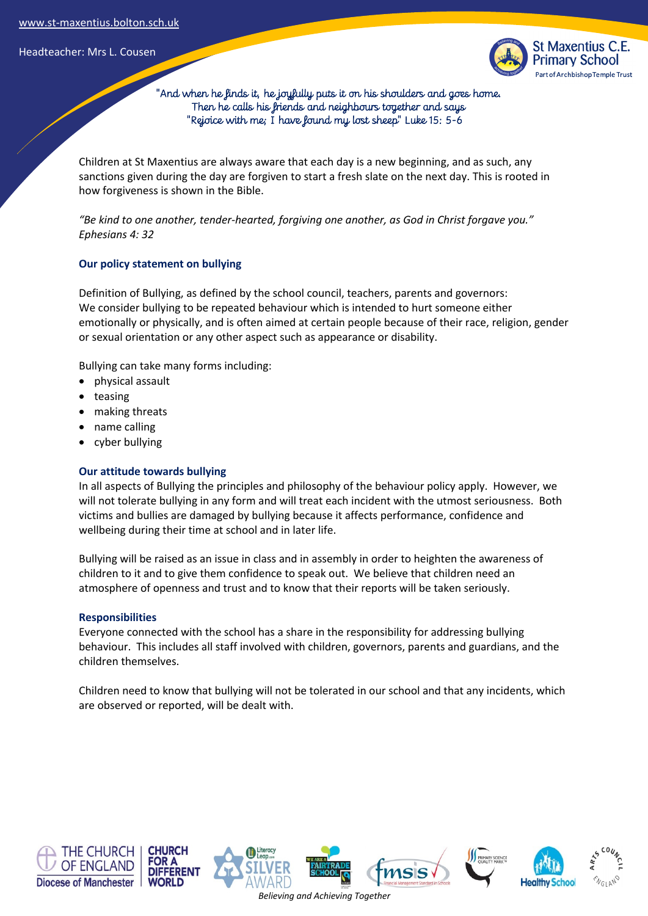Children at St Maxentius are always aware that each day is a new beginning, and as such, any sanctions given during the day are forgiven to start a fresh slate on the next day. This is rooted in how forgiveness is shown in the Bible.

*"Be kind to one another, tender-hearted, forgiving one another, as God in Christ forgave you." Ephesians 4: 32*

### Our policy statement on bullying

Definition of Bullying, as defined by the school council, teachers, parents and governors:
We consider bullying to be repeated behaviour which is intended to hurt someone either emotionally or physically, and is often aimed at certain people because of their race, religion, gender or sexual orientation or any other aspect such as appearance or disability.

Bullying can take many forms including:

- physical assault
- teasing
- making threats
- name calling
- cyber bullying

### Our attitude towards bullying

In all aspects of Bullying the principles and philosophy of the behaviour policy apply. However, we will not tolerate bullying in any form and will treat each incident with the utmost seriousness. Both victims and bullies are damaged by bullying because it affects performance, confidence and wellbeing during their time at school and in later life.

Bullying will be raised as an issue in class and in assembly in order to heighten the awareness of children to it and to give them confidence to speak out. We believe that children need an atmosphere of openness and trust and to know that their reports will be taken seriously.

### Responsibilities

Everyone connected with the school has a share in the responsibility for addressing bullying behaviour. This includes all staff involved with children, governors, parents and guardians, and the children themselves.

Children need to know that bullying will not be tolerated in our school and that any incidents, which are observed or reported, will be dealt with.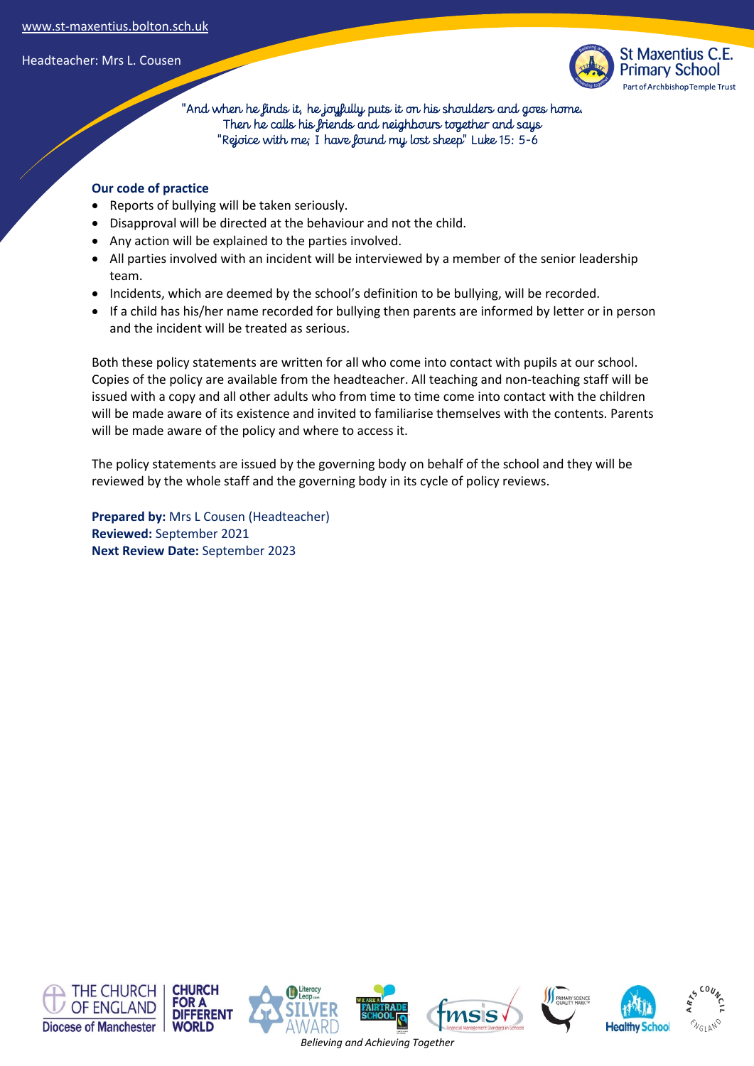## Our code of practice

- Reports of bullying will be taken seriously.
- Disapproval will be directed at the behaviour and not the child.
- Any action will be explained to the parties involved.
- All parties involved with an incident will be interviewed by a member of the senior leadership team.
- Incidents, which are deemed by the school's definition to be bullying, will be recorded.
- If a child has his/her name recorded for bullying then parents are informed by letter or in person and the incident will be treated as serious.

Both these policy statements are written for all who come into contact with pupils at our school. Copies of the policy are available from the headteacher. All teaching and non-teaching staff will be issued with a copy and all other adults who from time to time come into contact with the children will be made aware of its existence and invited to familiarise themselves with the contents. Parents will be made aware of the policy and where to access it.

The policy statements are issued by the governing body on behalf of the school and they will be reviewed by the whole staff and the governing body in its cycle of policy reviews.

**Prepared by:** Mrs L Cousen (Headteacher)
**Reviewed:** September 2021
**Next Review Date:** September 2023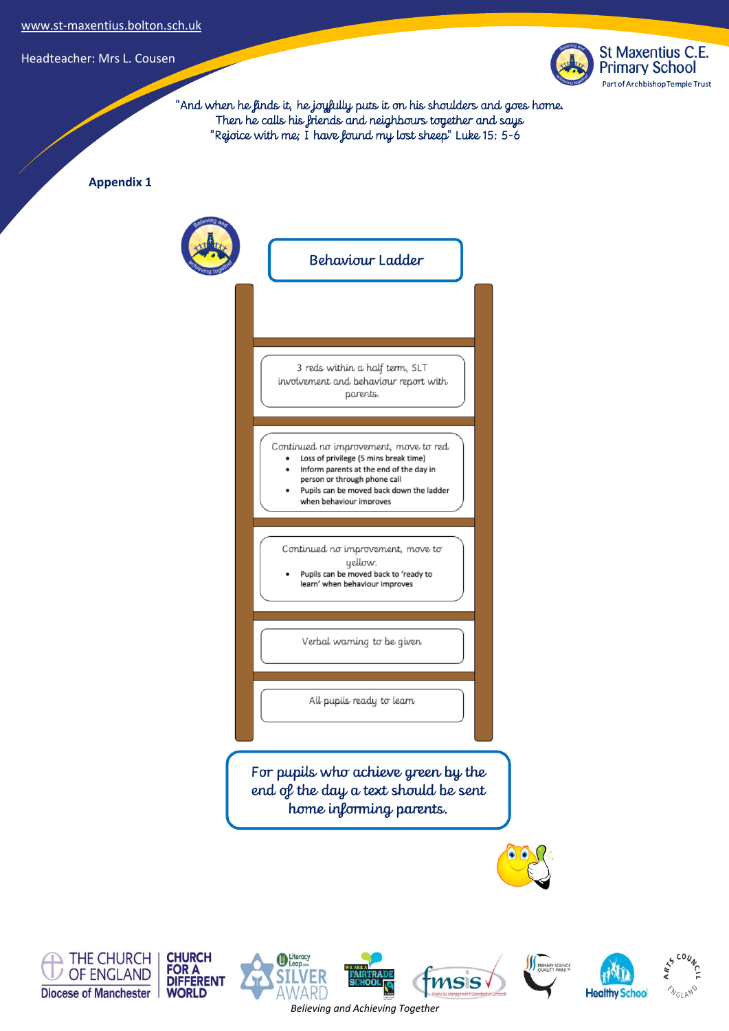"And when he finds it, he joyfully puts it on his shoulders and goes home. Then he calls his friends and neighbours together and says "Rejoice with me; I have found my lost sheep." Luke 15: 5-6

**Appendix 1**

## Behaviour Ladder

3 reds within a half term, SLT involvement and behaviour report with parents.

Continued no improvement, move to red.

- Loss of privilege (5 mins break time)
- Inform parents at the end of the day in person or through phone call
- Pupils can be moved back down the ladder when behaviour improves

Continued no improvement, move to yellow.

- Pupils can be moved back to 'ready to learn' when behaviour improves

Verbal warning to be given

All pupils ready to learn

For pupils who achieve green by the end of the day a text should be sent home informing parents.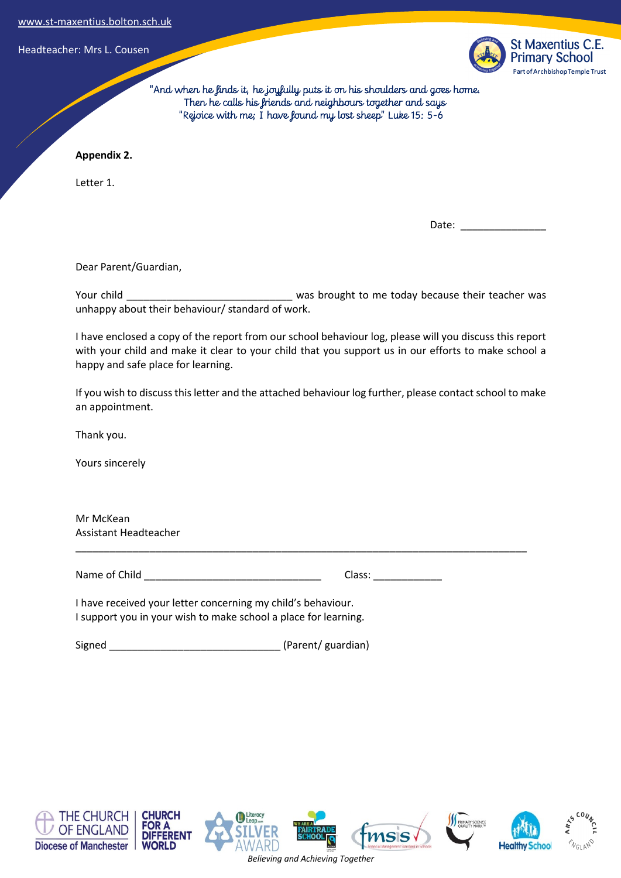**Appendix 2.**

Letter 1.

Date: _______________

Dear Parent/Guardian,

Your child _____________________________ was brought to me today because their teacher was unhappy about their behaviour/ standard of work.

I have enclosed a copy of the report from our school behaviour log, please will you discuss this report with your child and make it clear to your child that you support us in our efforts to make school a happy and safe place for learning.

If you wish to discuss this letter and the attached behaviour log further, please contact school to make an appointment.

Thank you.

Yours sincerely

Mr McKean
Assistant Headteacher

---

Name of Child _______________________________ Class: ____________

I have received your letter concerning my child's behaviour.
I support you in your wish to make school a place for learning.

Signed ______________________________ (Parent/ guardian)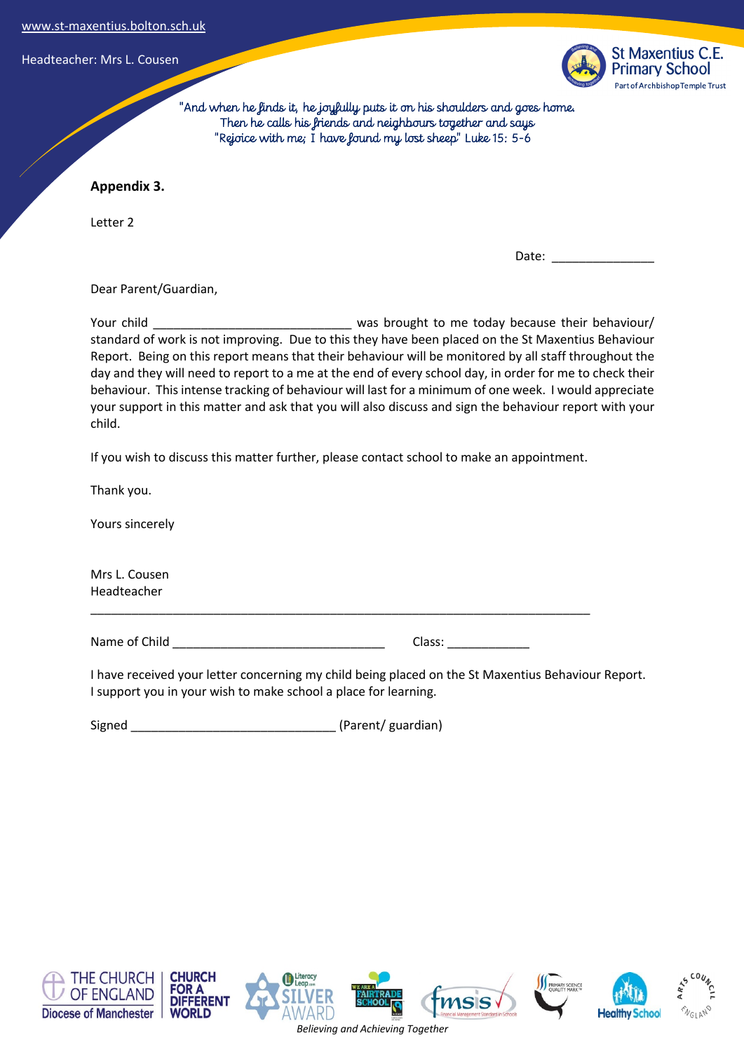**Appendix 3.**

Letter 2

Date: _______________

Dear Parent/Guardian,

Your child _____________________________ was brought to me today because their behaviour/ standard of work is not improving. Due to this they have been placed on the St Maxentius Behaviour Report. Being on this report means that their behaviour will be monitored by all staff throughout the day and they will need to report to a me at the end of every school day, in order for me to check their behaviour. This intense tracking of behaviour will last for a minimum of one week. I would appreciate your support in this matter and ask that you will also discuss and sign the behaviour report with your child.

If you wish to discuss this matter further, please contact school to make an appointment.

Thank you.

Yours sincerely

Mrs L. Cousen
Headteacher

___________________________________________________________________________

Name of Child _______________________________ Class: ____________

I have received your letter concerning my child being placed on the St Maxentius Behaviour Report. I support you in your wish to make school a place for learning.

Signed ______________________________ (Parent/ guardian)